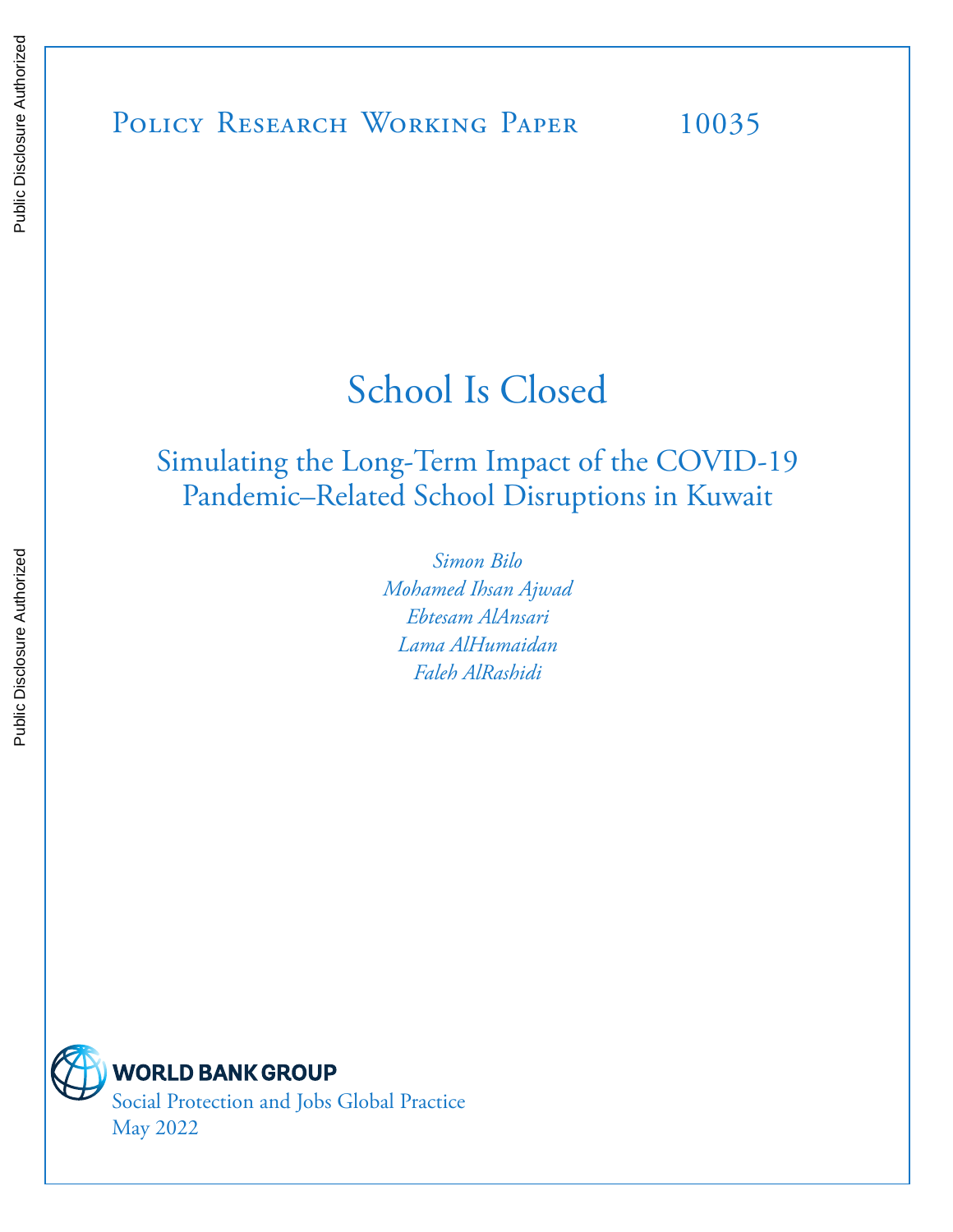Policy Research Working Paper 10035

# School Is Closed

## Simulating the Long-Term Impact of the COVID-19 Pandemic–Related School Disruptions in Kuwait

*Simon Bilo*
*Mohamed Ihsan Ajwad*
*Ebtesam AlAnsari*
*Lama AlHumaidan*
*Faleh AlRashidi*

WORLD BANK GROUP

Social Protection and Jobs Global Practice

May 2022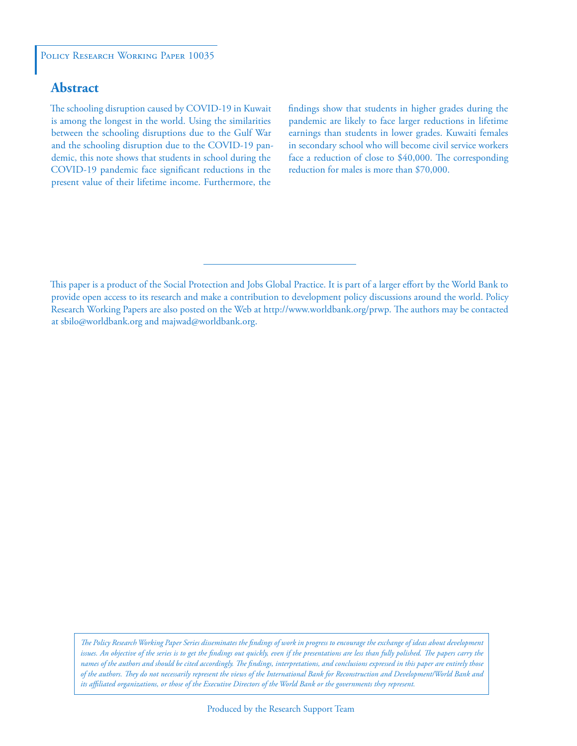Policy Research Working Paper 10035

## Abstract

The schooling disruption caused by COVID-19 in Kuwait is among the longest in the world. Using the similarities between the schooling disruptions due to the Gulf War and the schooling disruption due to the COVID-19 pandemic, this note shows that students in school during the COVID-19 pandemic face significant reductions in the present value of their lifetime income. Furthermore, the findings show that students in higher grades during the pandemic are likely to face larger reductions in lifetime earnings than students in lower grades. Kuwaiti females in secondary school who will become civil service workers face a reduction of close to $40,000. The corresponding reduction for males is more than $70,000.

This paper is a product of the Social Protection and Jobs Global Practice. It is part of a larger effort by the World Bank to provide open access to its research and make a contribution to development policy discussions around the world. Policy Research Working Papers are also posted on the Web at http://www.worldbank.org/prwp. The authors may be contacted at sbilo@worldbank.org and majwad@worldbank.org.

*The Policy Research Working Paper Series disseminates the findings of work in progress to encourage the exchange of ideas about development issues. An objective of the series is to get the findings out quickly, even if the presentations are less than fully polished. The papers carry the names of the authors and should be cited accordingly. The findings, interpretations, and conclusions expressed in this paper are entirely those of the authors. They do not necessarily represent the views of the International Bank for Reconstruction and Development/World Bank and its affiliated organizations, or those of the Executive Directors of the World Bank or the governments they represent.*

Produced by the Research Support Team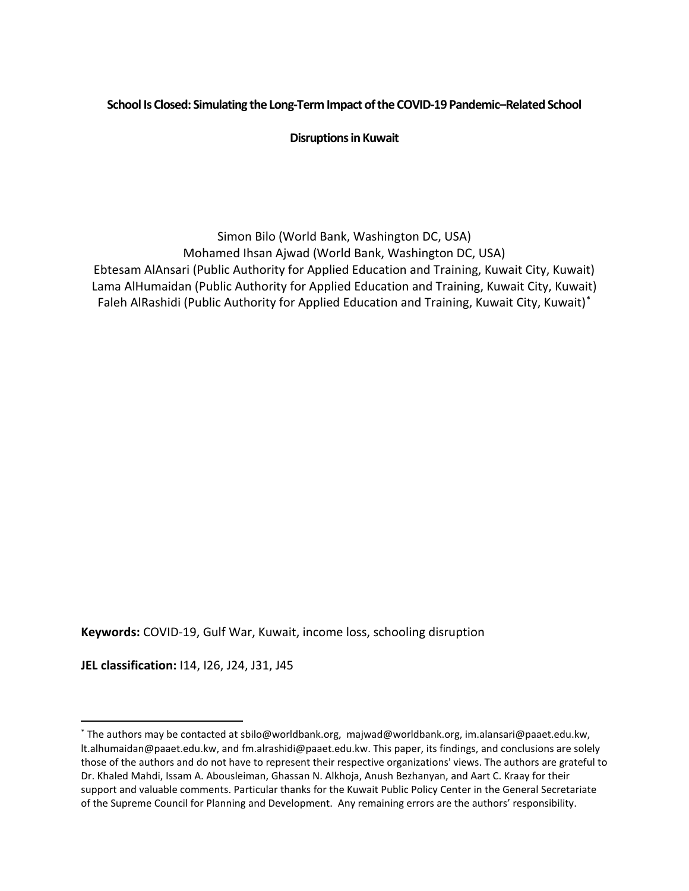**School Is Closed: Simulating the Long-Term Impact of the COVID-19 Pandemic–Related School Disruptions in Kuwait**

Simon Bilo (World Bank, Washington DC, USA)
Mohamed Ihsan Ajwad (World Bank, Washington DC, USA)
Ebtesam AlAnsari (Public Authority for Applied Education and Training, Kuwait City, Kuwait)
Lama AlHumaidan (Public Authority for Applied Education and Training, Kuwait City, Kuwait)
Faleh AlRashidi (Public Authority for Applied Education and Training, Kuwait City, Kuwait)[*]

**Keywords:** COVID-19, Gulf War, Kuwait, income loss, schooling disruption

**JEL classification:** I14, I26, J24, J31, J45

[*] The authors may be contacted at sbilo@worldbank.org, majwad@worldbank.org, im.alansari@paaet.edu.kw, lt.alhumaidan@paaet.edu.kw, and fm.alrashidi@paaet.edu.kw. This paper, its findings, and conclusions are solely those of the authors and do not have to represent their respective organizations' views. The authors are grateful to Dr. Khaled Mahdi, Issam A. Abousleiman, Ghassan N. Alkhoja, Anush Bezhanyan, and Aart C. Kraay for their support and valuable comments. Particular thanks for the Kuwait Public Policy Center in the General Secretariate of the Supreme Council for Planning and Development. Any remaining errors are the authors' responsibility.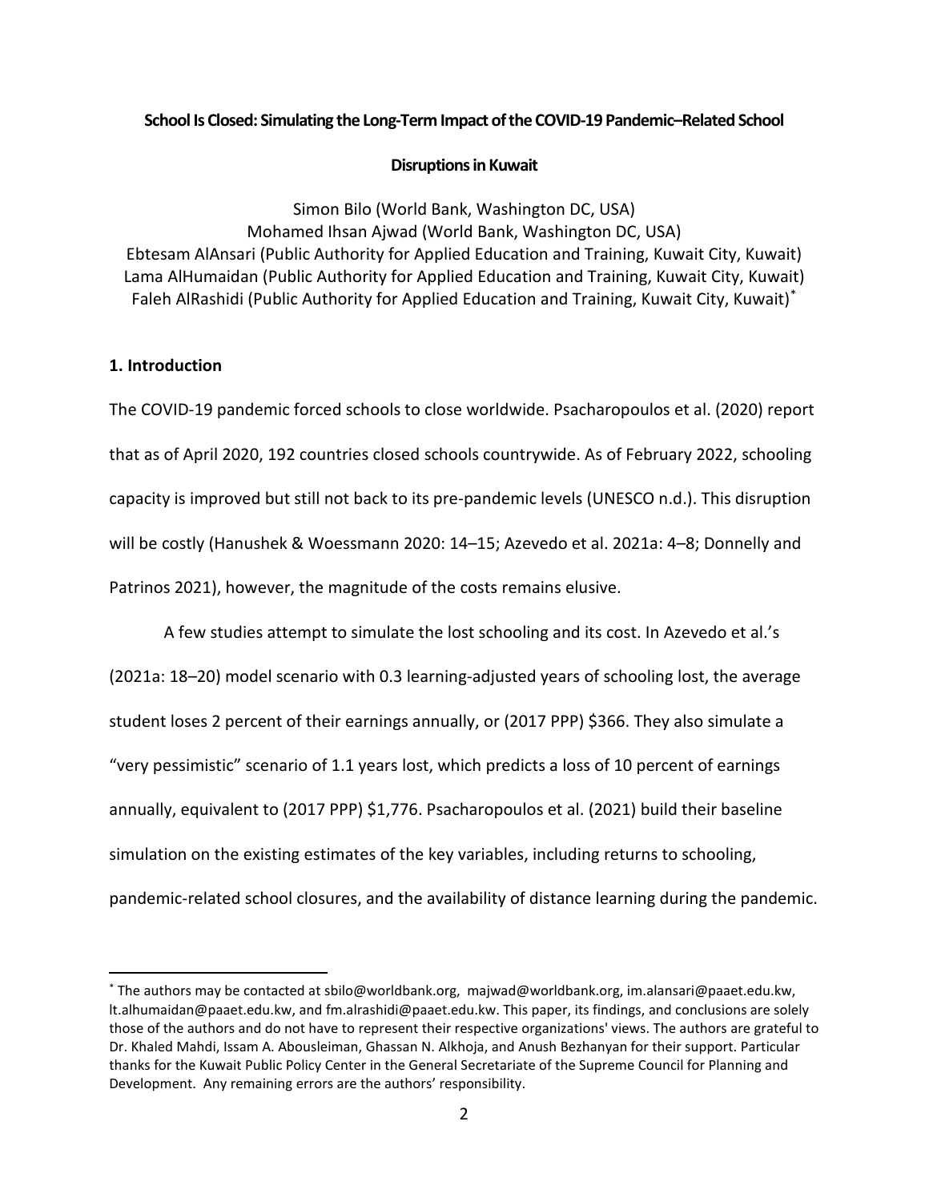**School Is Closed: Simulating the Long-Term Impact of the COVID-19 Pandemic–Related School Disruptions in Kuwait**

Simon Bilo (World Bank, Washington DC, USA)
Mohamed Ihsan Ajwad (World Bank, Washington DC, USA)
Ebtesam AlAnsari (Public Authority for Applied Education and Training, Kuwait City, Kuwait)
Lama AlHumaidan (Public Authority for Applied Education and Training, Kuwait City, Kuwait)
Faleh AlRashidi (Public Authority for Applied Education and Training, Kuwait City, Kuwait)[*]

## 1. Introduction

The COVID-19 pandemic forced schools to close worldwide. Psacharopoulos et al. (2020) report that as of April 2020, 192 countries closed schools countrywide. As of February 2022, schooling capacity is improved but still not back to its pre-pandemic levels (UNESCO n.d.). This disruption will be costly (Hanushek & Woessmann 2020: 14–15; Azevedo et al. 2021a: 4–8; Donnelly and Patrinos 2021), however, the magnitude of the costs remains elusive.

A few studies attempt to simulate the lost schooling and its cost. In Azevedo et al.'s (2021a: 18–20) model scenario with 0.3 learning-adjusted years of schooling lost, the average student loses 2 percent of their earnings annually, or (2017 PPP) $366. They also simulate a "very pessimistic" scenario of 1.1 years lost, which predicts a loss of 10 percent of earnings annually, equivalent to (2017 PPP) $1,776. Psacharopoulos et al. (2021) build their baseline simulation on the existing estimates of the key variables, including returns to schooling, pandemic-related school closures, and the availability of distance learning during the pandemic.

[*] The authors may be contacted at sbilo@worldbank.org, majwad@worldbank.org, im.alansari@paaet.edu.kw, lt.alhumaidan@paaet.edu.kw, and fm.alrashidi@paaet.edu.kw. This paper, its findings, and conclusions are solely those of the authors and do not have to represent their respective organizations' views. The authors are grateful to Dr. Khaled Mahdi, Issam A. Abousleiman, Ghassan N. Alkhoja, and Anush Bezhanyan for their support. Particular thanks for the Kuwait Public Policy Center in the General Secretariate of the Supreme Council for Planning and Development. Any remaining errors are the authors' responsibility.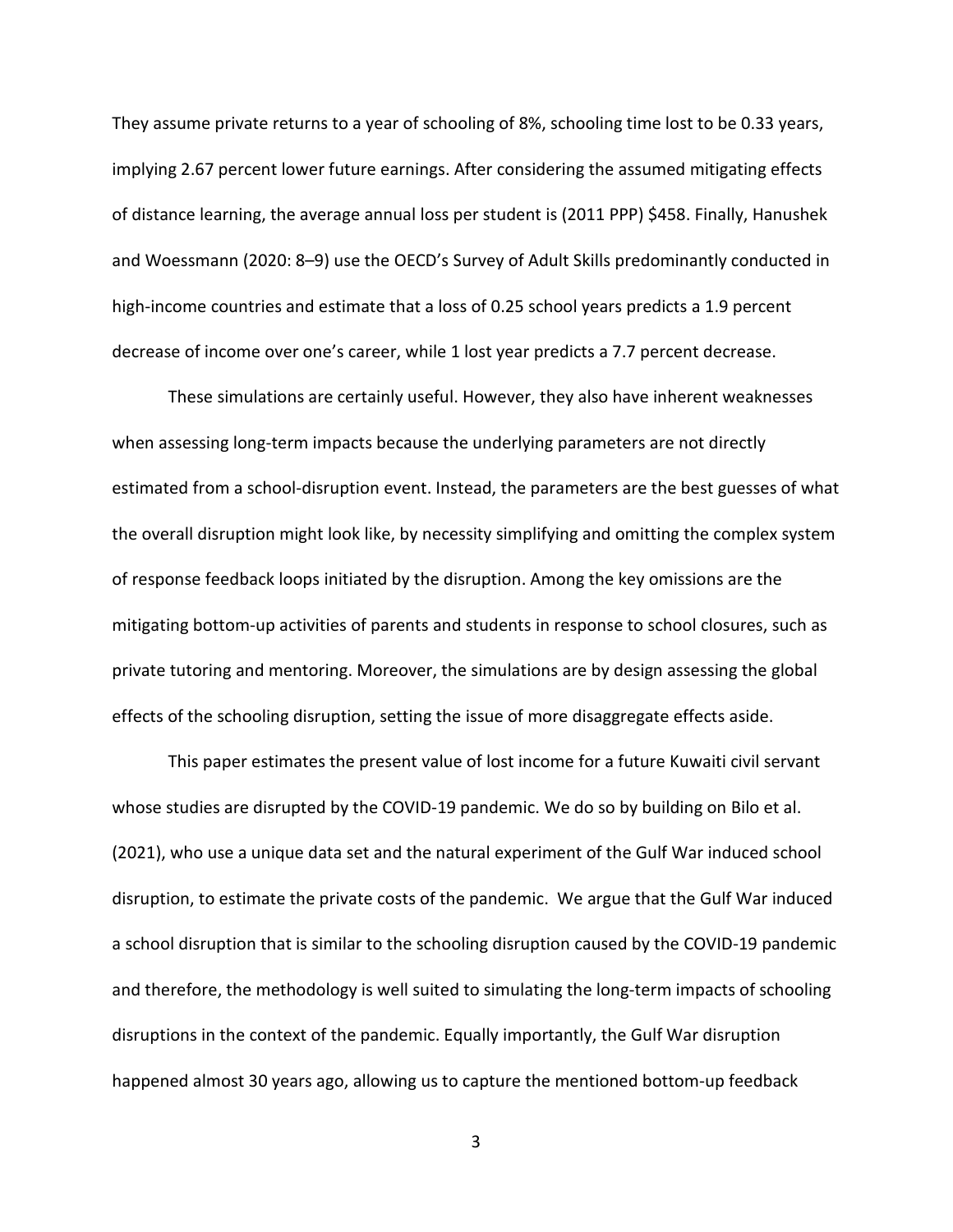They assume private returns to a year of schooling of 8%, schooling time lost to be 0.33 years, implying 2.67 percent lower future earnings. After considering the assumed mitigating effects of distance learning, the average annual loss per student is (2011 PPP) $458. Finally, Hanushek and Woessmann (2020: 8–9) use the OECD's Survey of Adult Skills predominantly conducted in high-income countries and estimate that a loss of 0.25 school years predicts a 1.9 percent decrease of income over one's career, while 1 lost year predicts a 7.7 percent decrease.

These simulations are certainly useful. However, they also have inherent weaknesses when assessing long-term impacts because the underlying parameters are not directly estimated from a school-disruption event. Instead, the parameters are the best guesses of what the overall disruption might look like, by necessity simplifying and omitting the complex system of response feedback loops initiated by the disruption. Among the key omissions are the mitigating bottom-up activities of parents and students in response to school closures, such as private tutoring and mentoring. Moreover, the simulations are by design assessing the global effects of the schooling disruption, setting the issue of more disaggregate effects aside.

This paper estimates the present value of lost income for a future Kuwaiti civil servant whose studies are disrupted by the COVID-19 pandemic. We do so by building on Bilo et al. (2021), who use a unique data set and the natural experiment of the Gulf War induced school disruption, to estimate the private costs of the pandemic. We argue that the Gulf War induced a school disruption that is similar to the schooling disruption caused by the COVID-19 pandemic and therefore, the methodology is well suited to simulating the long-term impacts of schooling disruptions in the context of the pandemic. Equally importantly, the Gulf War disruption happened almost 30 years ago, allowing us to capture the mentioned bottom-up feedback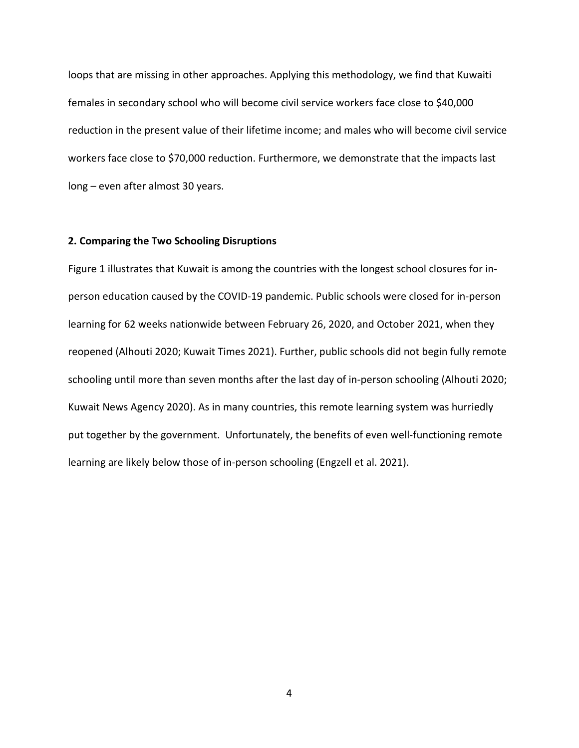loops that are missing in other approaches. Applying this methodology, we find that Kuwaiti females in secondary school who will become civil service workers face close to $40,000 reduction in the present value of their lifetime income; and males who will become civil service workers face close to $70,000 reduction. Furthermore, we demonstrate that the impacts last long – even after almost 30 years.

## 2. Comparing the Two Schooling Disruptions

Figure 1 illustrates that Kuwait is among the countries with the longest school closures for in-person education caused by the COVID-19 pandemic. Public schools were closed for in-person learning for 62 weeks nationwide between February 26, 2020, and October 2021, when they reopened (Alhouti 2020; Kuwait Times 2021). Further, public schools did not begin fully remote schooling until more than seven months after the last day of in-person schooling (Alhouti 2020; Kuwait News Agency 2020). As in many countries, this remote learning system was hurriedly put together by the government. Unfortunately, the benefits of even well-functioning remote learning are likely below those of in-person schooling (Engzell et al. 2021).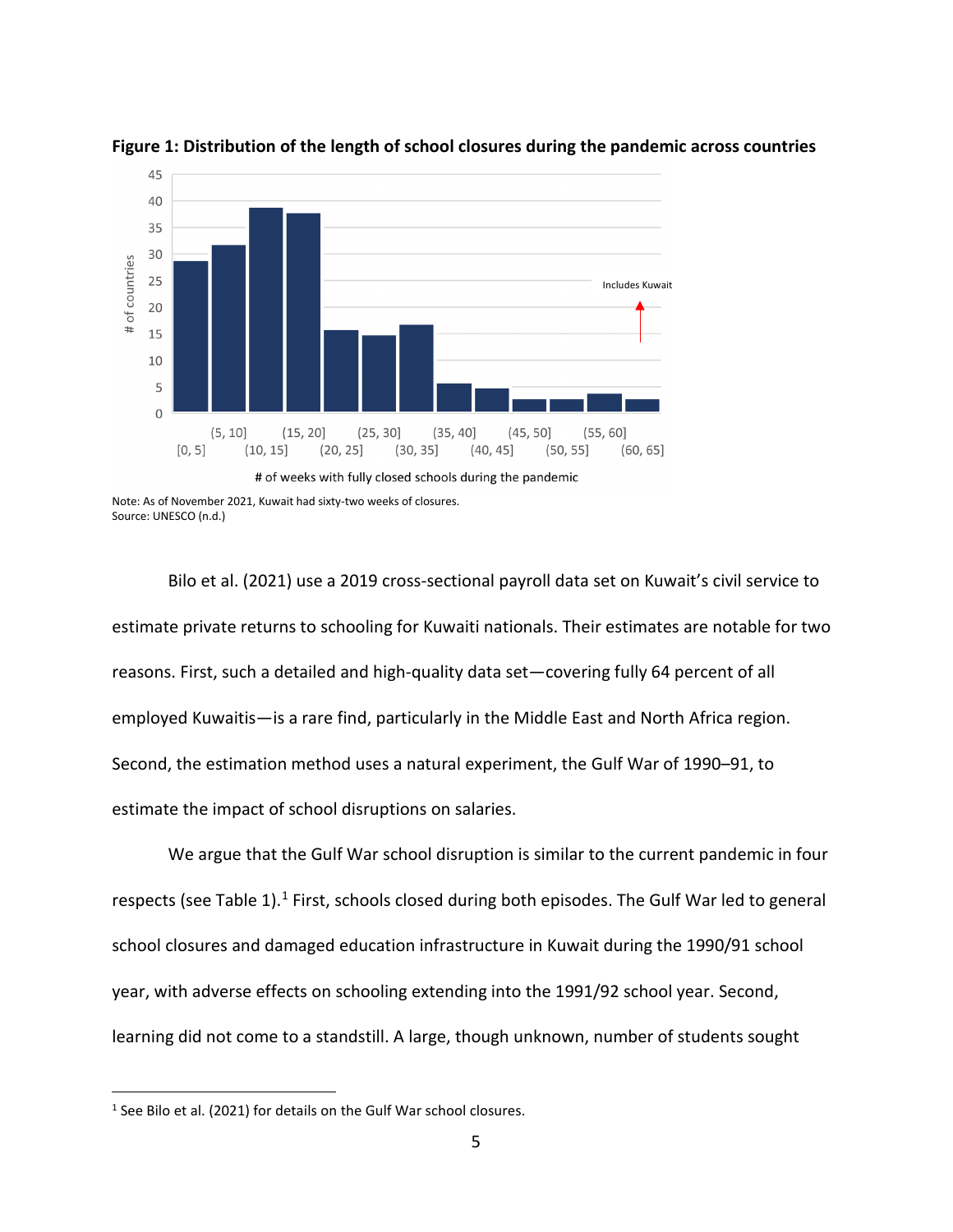**Figure 1: Distribution of the length of school closures during the pandemic across countries**

Note: As of November 2021, Kuwait had sixty-two weeks of closures.
Source: UNESCO (n.d.)

Bilo et al. (2021) use a 2019 cross-sectional payroll data set on Kuwait's civil service to estimate private returns to schooling for Kuwaiti nationals. Their estimates are notable for two reasons. First, such a detailed and high-quality data set—covering fully 64 percent of all employed Kuwaitis—is a rare find, particularly in the Middle East and North Africa region. Second, the estimation method uses a natural experiment, the Gulf War of 1990–91, to estimate the impact of school disruptions on salaries.

We argue that the Gulf War school disruption is similar to the current pandemic in four respects (see Table 1).[1] First, schools closed during both episodes. The Gulf War led to general school closures and damaged education infrastructure in Kuwait during the 1990/91 school year, with adverse effects on schooling extending into the 1991/92 school year. Second, learning did not come to a standstill. A large, though unknown, number of students sought

[1] See Bilo et al. (2021) for details on the Gulf War school closures.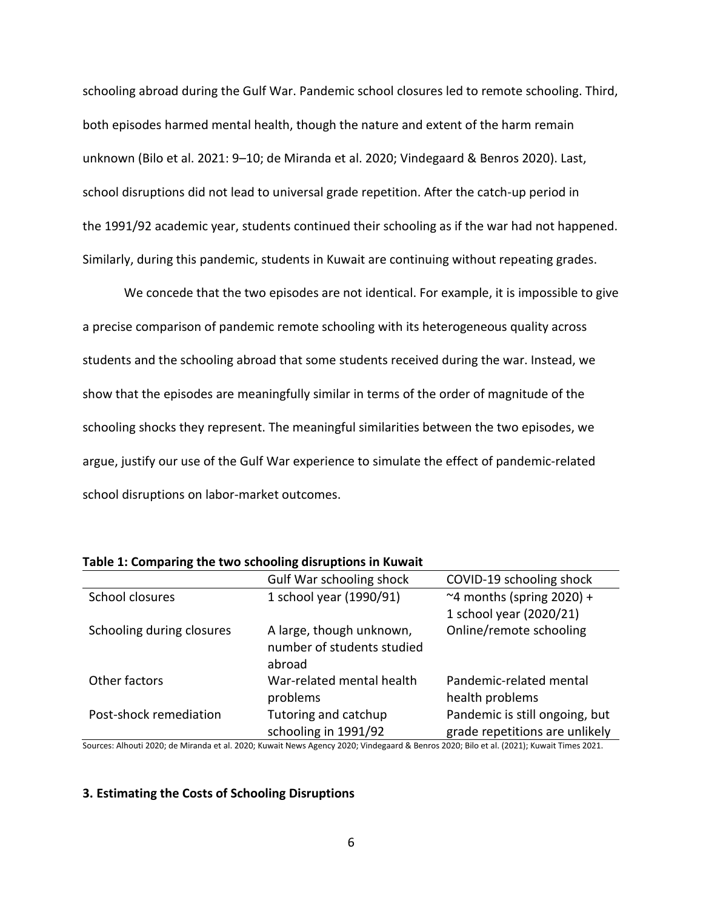schooling abroad during the Gulf War. Pandemic school closures led to remote schooling. Third, both episodes harmed mental health, though the nature and extent of the harm remain unknown (Bilo et al. 2021: 9–10; de Miranda et al. 2020; Vindegaard & Benros 2020). Last, school disruptions did not lead to universal grade repetition. After the catch-up period in the 1991/92 academic year, students continued their schooling as if the war had not happened. Similarly, during this pandemic, students in Kuwait are continuing without repeating grades.

We concede that the two episodes are not identical. For example, it is impossible to give a precise comparison of pandemic remote schooling with its heterogeneous quality across students and the schooling abroad that some students received during the war. Instead, we show that the episodes are meaningfully similar in terms of the order of magnitude of the schooling shocks they represent. The meaningful similarities between the two episodes, we argue, justify our use of the Gulf War experience to simulate the effect of pandemic-related school disruptions on labor-market outcomes.

**Table 1: Comparing the two schooling disruptions in Kuwait**

| | Gulf War schooling shock | COVID-19 schooling shock |
|---|---|---|
| School closures | 1 school year (1990/91) | ~4 months (spring 2020) + 1 school year (2020/21) |
| Schooling during closures | A large, though unknown, number of students studied abroad | Online/remote schooling |
| Other factors | War-related mental health problems | Pandemic-related mental health problems |
| Post-shock remediation | Tutoring and catchup schooling in 1991/92 | Pandemic is still ongoing, but grade repetitions are unlikely |

Sources: Alhouti 2020; de Miranda et al. 2020; Kuwait News Agency 2020; Vindegaard & Benros 2020; Bilo et al. (2021); Kuwait Times 2021.

## 3. Estimating the Costs of Schooling Disruptions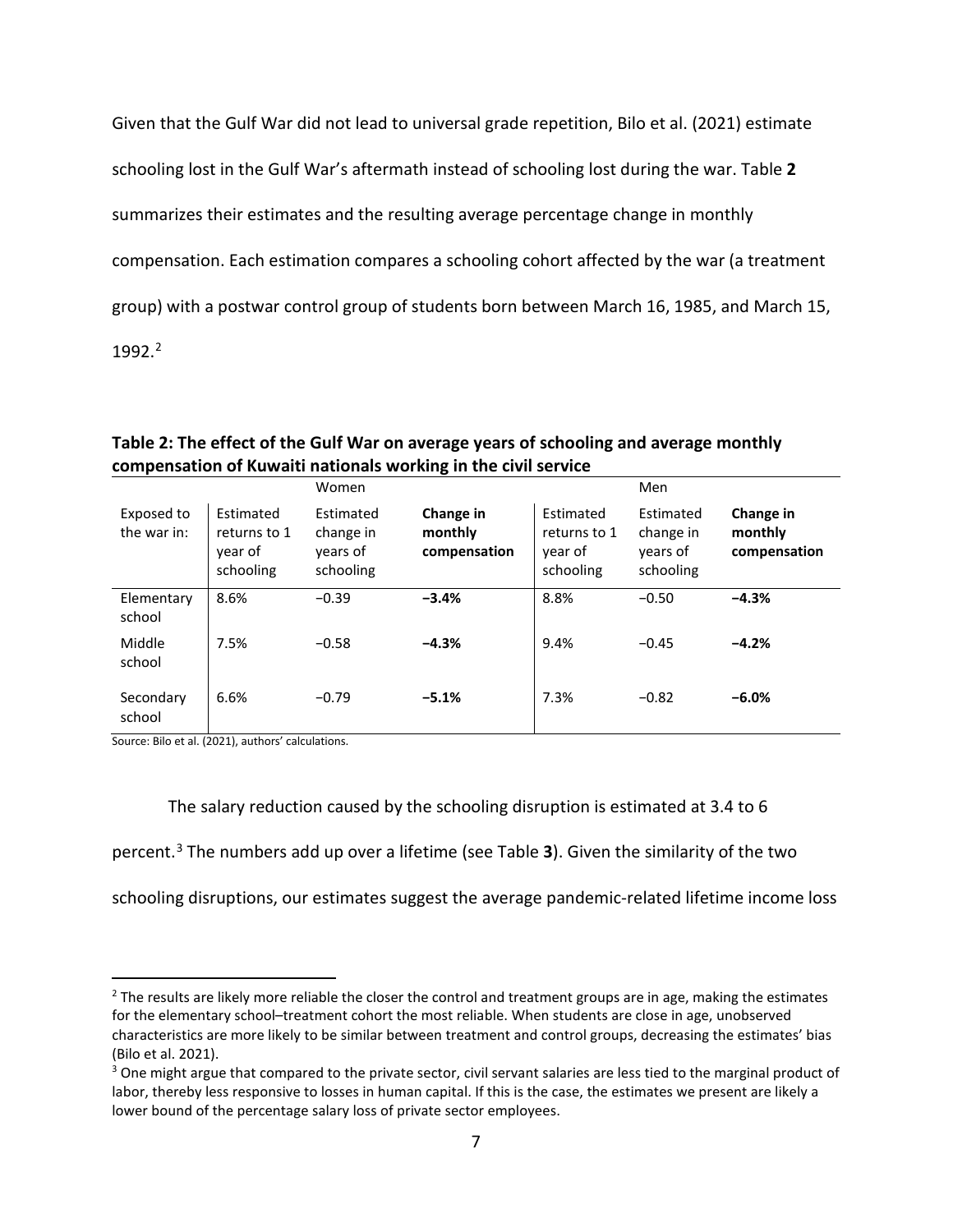Given that the Gulf War did not lead to universal grade repetition, Bilo et al. (2021) estimate schooling lost in the Gulf War's aftermath instead of schooling lost during the war. Table **2** summarizes their estimates and the resulting average percentage change in monthly compensation. Each estimation compares a schooling cohort affected by the war (a treatment group) with a postwar control group of students born between March 16, 1985, and March 15, 1992.[2]

**Table 2: The effect of the Gulf War on average years of schooling and average monthly compensation of Kuwaiti nationals working in the civil service**

| | Women | | | Men | | |
|---|---|---|---|---|---|---|
| Exposed to the war in: | Estimated returns to 1 year of schooling | Estimated change in years of schooling | **Change in monthly compensation** | Estimated returns to 1 year of schooling | Estimated change in years of schooling | **Change in monthly compensation** |
| Elementary school | 8.6% | −0.39 | **−3.4%** | 8.8% | −0.50 | **−4.3%** |
| Middle school | 7.5% | −0.58 | **−4.3%** | 9.4% | −0.45 | **−4.2%** |
| Secondary school | 6.6% | −0.79 | **−5.1%** | 7.3% | −0.82 | **−6.0%** |

Source: Bilo et al. (2021), authors' calculations.

The salary reduction caused by the schooling disruption is estimated at 3.4 to 6 percent.[3] The numbers add up over a lifetime (see Table **3**). Given the similarity of the two schooling disruptions, our estimates suggest the average pandemic-related lifetime income loss

[2] The results are likely more reliable the closer the control and treatment groups are in age, making the estimates for the elementary school–treatment cohort the most reliable. When students are close in age, unobserved characteristics are more likely to be similar between treatment and control groups, decreasing the estimates' bias (Bilo et al. 2021).

[3] One might argue that compared to the private sector, civil servant salaries are less tied to the marginal product of labor, thereby less responsive to losses in human capital. If this is the case, the estimates we present are likely a lower bound of the percentage salary loss of private sector employees.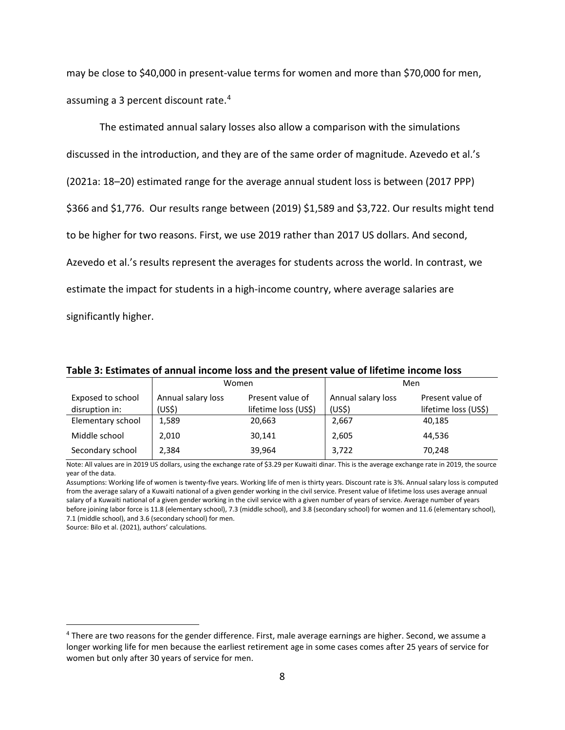may be close to \$40,000 in present-value terms for women and more than \$70,000 for men, assuming a 3 percent discount rate.[4]

The estimated annual salary losses also allow a comparison with the simulations discussed in the introduction, and they are of the same order of magnitude. Azevedo et al.'s (2021a: 18–20) estimated range for the average annual student loss is between (2017 PPP) \$366 and \$1,776. Our results range between (2019) \$1,589 and \$3,722. Our results might tend to be higher for two reasons. First, we use 2019 rather than 2017 US dollars. And second, Azevedo et al.'s results represent the averages for students across the world. In contrast, we estimate the impact for students in a high-income country, where average salaries are significantly higher.

**Table 3: Estimates of annual income loss and the present value of lifetime income loss**

| | Women | | Men | |
|---|---|---|---|---|
| Exposed to school disruption in: | Annual salary loss (US\$) | Present value of lifetime loss (US\$) | Annual salary loss (US\$) | Present value of lifetime loss (US\$) |
| Elementary school | 1,589 | 20,663 | 2,667 | 40,185 |
| Middle school | 2,010 | 30,141 | 2,605 | 44,536 |
| Secondary school | 2,384 | 39,964 | 3,722 | 70,248 |

Note: All values are in 2019 US dollars, using the exchange rate of \$3.29 per Kuwaiti dinar. This is the average exchange rate in 2019, the source year of the data.

Assumptions: Working life of women is twenty-five years. Working life of men is thirty years. Discount rate is 3%. Annual salary loss is computed from the average salary of a Kuwaiti national of a given gender working in the civil service. Present value of lifetime loss uses average annual salary of a Kuwaiti national of a given gender working in the civil service with a given number of years of service. Average number of years before joining labor force is 11.8 (elementary school), 7.3 (middle school), and 3.8 (secondary school) for women and 11.6 (elementary school), 7.1 (middle school), and 3.6 (secondary school) for men.

Source: Bilo et al. (2021), authors' calculations.

[4] There are two reasons for the gender difference. First, male average earnings are higher. Second, we assume a longer working life for men because the earliest retirement age in some cases comes after 25 years of service for women but only after 30 years of service for men.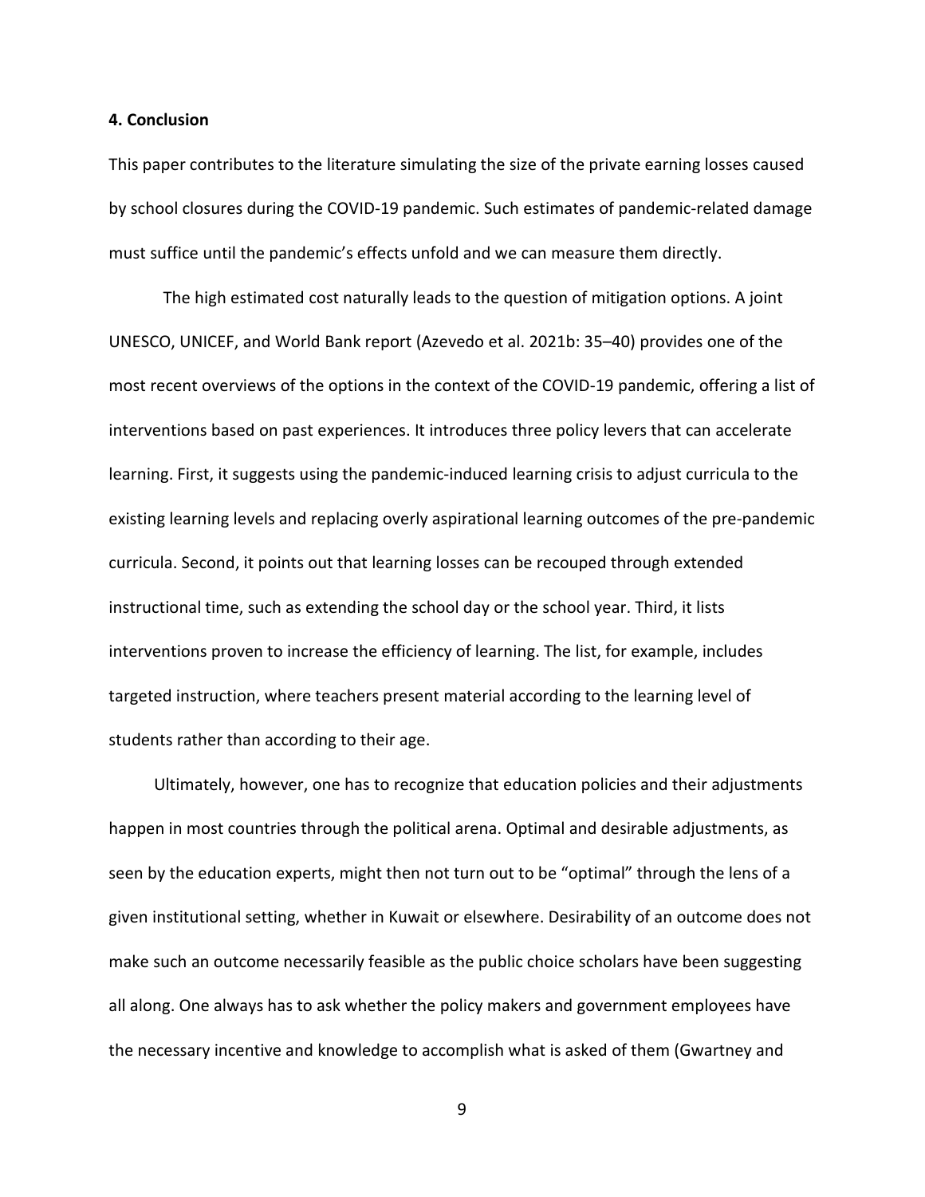## 4. Conclusion

This paper contributes to the literature simulating the size of the private earning losses caused by school closures during the COVID-19 pandemic. Such estimates of pandemic-related damage must suffice until the pandemic's effects unfold and we can measure them directly.

The high estimated cost naturally leads to the question of mitigation options. A joint UNESCO, UNICEF, and World Bank report (Azevedo et al. 2021b: 35–40) provides one of the most recent overviews of the options in the context of the COVID-19 pandemic, offering a list of interventions based on past experiences. It introduces three policy levers that can accelerate learning. First, it suggests using the pandemic-induced learning crisis to adjust curricula to the existing learning levels and replacing overly aspirational learning outcomes of the pre-pandemic curricula. Second, it points out that learning losses can be recouped through extended instructional time, such as extending the school day or the school year. Third, it lists interventions proven to increase the efficiency of learning. The list, for example, includes targeted instruction, where teachers present material according to the learning level of students rather than according to their age.

Ultimately, however, one has to recognize that education policies and their adjustments happen in most countries through the political arena. Optimal and desirable adjustments, as seen by the education experts, might then not turn out to be "optimal" through the lens of a given institutional setting, whether in Kuwait or elsewhere. Desirability of an outcome does not make such an outcome necessarily feasible as the public choice scholars have been suggesting all along. One always has to ask whether the policy makers and government employees have the necessary incentive and knowledge to accomplish what is asked of them (Gwartney and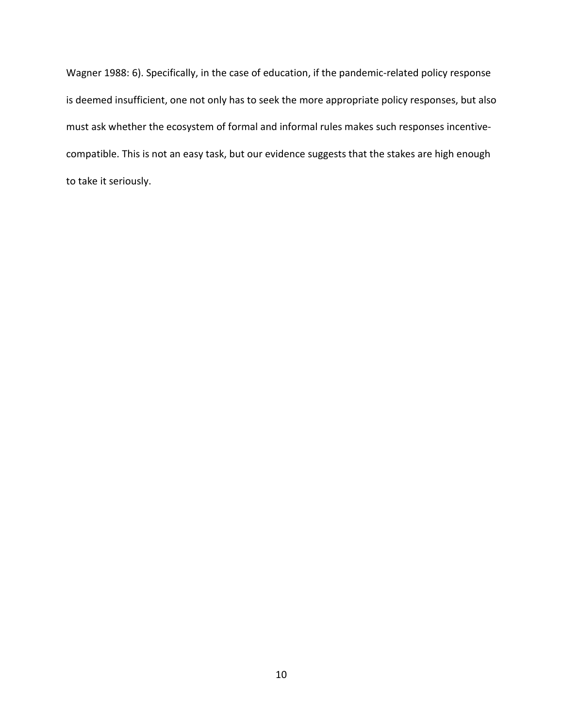Wagner 1988: 6). Specifically, in the case of education, if the pandemic-related policy response is deemed insufficient, one not only has to seek the more appropriate policy responses, but also must ask whether the ecosystem of formal and informal rules makes such responses incentive-compatible. This is not an easy task, but our evidence suggests that the stakes are high enough to take it seriously.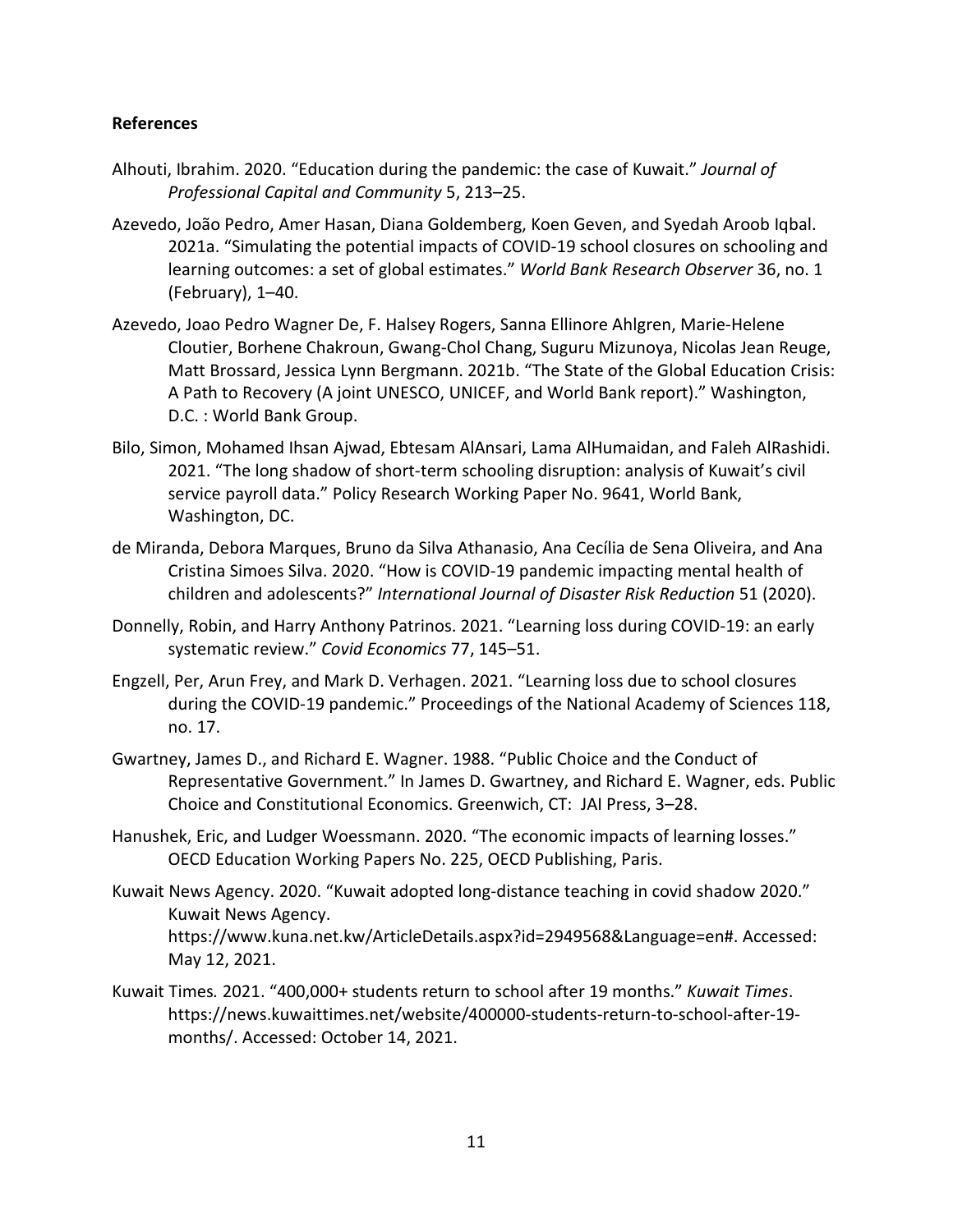**References**

Alhouti, Ibrahim. 2020. "Education during the pandemic: the case of Kuwait." *Journal of Professional Capital and Community* 5, 213–25.

Azevedo, João Pedro, Amer Hasan, Diana Goldemberg, Koen Geven, and Syedah Aroob Iqbal. 2021a. "Simulating the potential impacts of COVID-19 school closures on schooling and learning outcomes: a set of global estimates." *World Bank Research Observer* 36, no. 1 (February), 1–40.

Azevedo, Joao Pedro Wagner De, F. Halsey Rogers, Sanna Ellinore Ahlgren, Marie-Helene Cloutier, Borhene Chakroun, Gwang-Chol Chang, Suguru Mizunoya, Nicolas Jean Reuge, Matt Brossard, Jessica Lynn Bergmann. 2021b. "The State of the Global Education Crisis: A Path to Recovery (A joint UNESCO, UNICEF, and World Bank report)." Washington, D.C. : World Bank Group.

Bilo, Simon, Mohamed Ihsan Ajwad, Ebtesam AlAnsari, Lama AlHumaidan, and Faleh AlRashidi. 2021. "The long shadow of short-term schooling disruption: analysis of Kuwait's civil service payroll data." Policy Research Working Paper No. 9641, World Bank, Washington, DC.

de Miranda, Debora Marques, Bruno da Silva Athanasio, Ana Cecília de Sena Oliveira, and Ana Cristina Simoes Silva. 2020. "How is COVID-19 pandemic impacting mental health of children and adolescents?" *International Journal of Disaster Risk Reduction* 51 (2020).

Donnelly, Robin, and Harry Anthony Patrinos. 2021. "Learning loss during COVID-19: an early systematic review." *Covid Economics* 77, 145–51.

Engzell, Per, Arun Frey, and Mark D. Verhagen. 2021. "Learning loss due to school closures during the COVID-19 pandemic." Proceedings of the National Academy of Sciences 118, no. 17.

Gwartney, James D., and Richard E. Wagner. 1988. "Public Choice and the Conduct of Representative Government." In James D. Gwartney, and Richard E. Wagner, eds. Public Choice and Constitutional Economics. Greenwich, CT: JAI Press, 3–28.

Hanushek, Eric, and Ludger Woessmann. 2020. "The economic impacts of learning losses." OECD Education Working Papers No. 225, OECD Publishing, Paris.

Kuwait News Agency. 2020. "Kuwait adopted long-distance teaching in covid shadow 2020." Kuwait News Agency. https://www.kuna.net.kw/ArticleDetails.aspx?id=2949568&Language=en#. Accessed: May 12, 2021.

Kuwait Times. 2021. "400,000+ students return to school after 19 months." *Kuwait Times*. https://news.kuwaittimes.net/website/400000-students-return-to-school-after-19-months/. Accessed: October 14, 2021.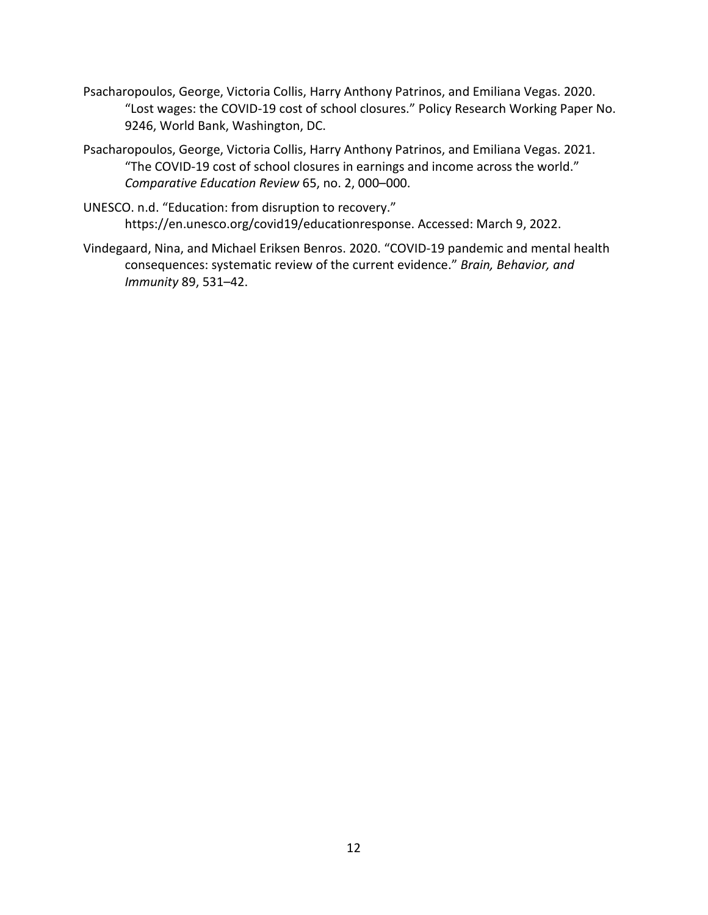Psacharopoulos, George, Victoria Collis, Harry Anthony Patrinos, and Emiliana Vegas. 2020. "Lost wages: the COVID-19 cost of school closures." Policy Research Working Paper No. 9246, World Bank, Washington, DC.

Psacharopoulos, George, Victoria Collis, Harry Anthony Patrinos, and Emiliana Vegas. 2021. "The COVID-19 cost of school closures in earnings and income across the world." *Comparative Education Review* 65, no. 2, 000–000.

UNESCO. n.d. "Education: from disruption to recovery." https://en.unesco.org/covid19/educationresponse. Accessed: March 9, 2022.

Vindegaard, Nina, and Michael Eriksen Benros. 2020. "COVID-19 pandemic and mental health consequences: systematic review of the current evidence." *Brain, Behavior, and Immunity* 89, 531–42.